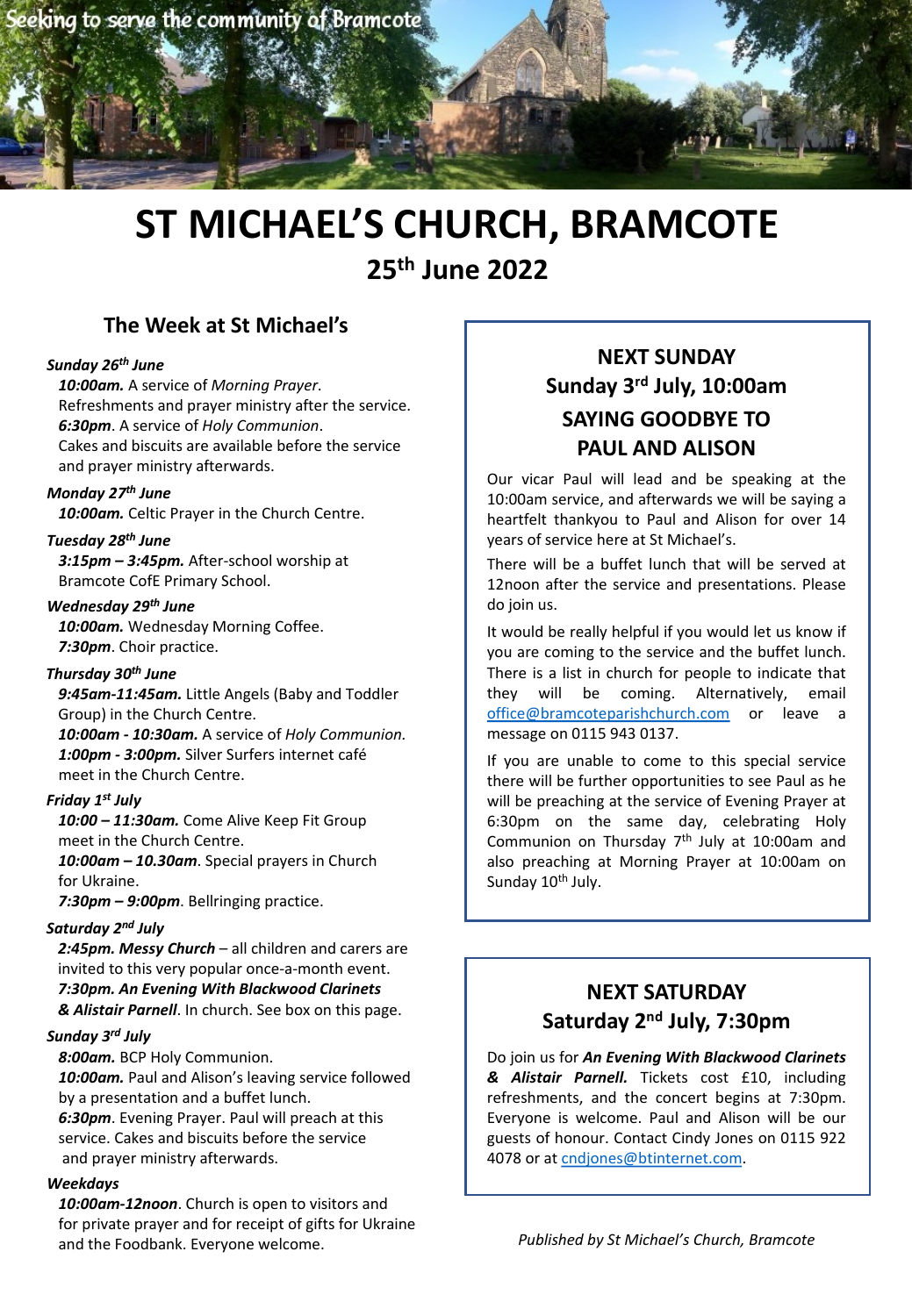Seeking to serve the community of Bramcote

# ST MICHAEL'S CHURCH, BRAMCOTE

## 25th June 2022

### The Week at St Michael's

***Sunday 26th June***

***10:00am.*** A service of *Morning Prayer*. Refreshments and prayer ministry after the service.
***6:30pm***. A service of *Holy Communion*. Cakes and biscuits are available before the service and prayer ministry afterwards.

***Monday 27th June***

***10:00am.*** Celtic Prayer in the Church Centre.

***Tuesday 28th June***

***3:15pm – 3:45pm.*** After-school worship at Bramcote CofE Primary School.

***Wednesday 29th June***

***10:00am.*** Wednesday Morning Coffee.
***7:30pm***. Choir practice.

***Thursday 30th June***

***9:45am-11:45am.*** Little Angels (Baby and Toddler Group) in the Church Centre.
***10:00am - 10:30am.*** A service of *Holy Communion.*
***1:00pm - 3:00pm.*** Silver Surfers internet café meet in the Church Centre.

***Friday 1st July***

***10:00 – 11:30am.*** Come Alive Keep Fit Group meet in the Church Centre.
***10:00am – 10.30am***. Special prayers in Church for Ukraine.
***7:30pm – 9:00pm***. Bellringing practice.

***Saturday 2nd July***

***2:45pm. Messy Church*** – all children and carers are invited to this very popular once-a-month event.
***7:30pm. An Evening With Blackwood Clarinets & Alistair Parnell***. In church. See box on this page.

***Sunday 3rd July***

***8:00am.*** BCP Holy Communion.
***10:00am.*** Paul and Alison's leaving service followed by a presentation and a buffet lunch.
***6:30pm***. Evening Prayer. Paul will preach at this service. Cakes and biscuits before the service and prayer ministry afterwards.

***Weekdays***

***10:00am-12noon***. Church is open to visitors and for private prayer and for receipt of gifts for Ukraine and the Foodbank. Everyone welcome.

### NEXT SUNDAY
### Sunday 3rd July, 10:00am
### SAYING GOODBYE TO PAUL AND ALISON

Our vicar Paul will lead and be speaking at the 10:00am service, and afterwards we will be saying a heartfelt thankyou to Paul and Alison for over 14 years of service here at St Michael's.

There will be a buffet lunch that will be served at 12noon after the service and presentations. Please do join us.

It would be really helpful if you would let us know if you are coming to the service and the buffet lunch. There is a list in church for people to indicate that they will be coming. Alternatively, email office@bramcoteparishchurch.com or leave a message on 0115 943 0137.

If you are unable to come to this special service there will be further opportunities to see Paul as he will be preaching at the service of Evening Prayer at 6:30pm on the same day, celebrating Holy Communion on Thursday 7th July at 10:00am and also preaching at Morning Prayer at 10:00am on Sunday 10th July.

### NEXT SATURDAY
### Saturday 2nd July, 7:30pm

Do join us for ***An Evening With Blackwood Clarinets & Alistair Parnell.*** Tickets cost £10, including refreshments, and the concert begins at 7:30pm. Everyone is welcome. Paul and Alison will be our guests of honour. Contact Cindy Jones on 0115 922 4078 or at cndjones@btinternet.com.

*Published by St Michael's Church, Bramcote*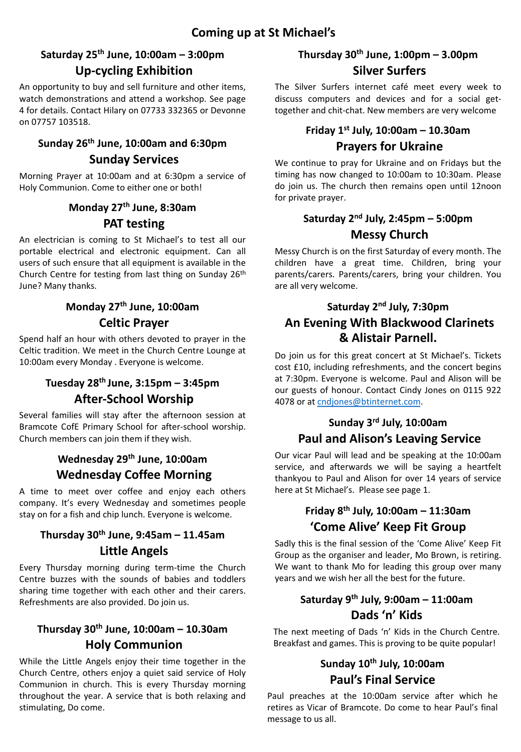# Coming up at St Michael's

## Saturday 25th June, 10:00am – 3:00pm

### Up-cycling Exhibition

An opportunity to buy and sell furniture and other items, watch demonstrations and attend a workshop. See page 4 for details. Contact Hilary on 07733 332365 or Devonne on 07757 103518.

## Sunday 26th June, 10:00am and 6:30pm

### Sunday Services

Morning Prayer at 10:00am and at 6:30pm a service of Holy Communion. Come to either one or both!

## Monday 27th June, 8:30am

### PAT testing

An electrician is coming to St Michael's to test all our portable electrical and electronic equipment. Can all users of such ensure that all equipment is available in the Church Centre for testing from last thing on Sunday 26th June? Many thanks.

## Monday 27th June, 10:00am

### Celtic Prayer

Spend half an hour with others devoted to prayer in the Celtic tradition. We meet in the Church Centre Lounge at 10:00am every Monday . Everyone is welcome.

## Tuesday 28th June, 3:15pm – 3:45pm

### After-School Worship

Several families will stay after the afternoon session at Bramcote CofE Primary School for after-school worship. Church members can join them if they wish.

## Wednesday 29th June, 10:00am

### Wednesday Coffee Morning

A time to meet over coffee and enjoy each others company. It's every Wednesday and sometimes people stay on for a fish and chip lunch. Everyone is welcome.

## Thursday 30th June, 9:45am – 11.45am

### Little Angels

Every Thursday morning during term-time the Church Centre buzzes with the sounds of babies and toddlers sharing time together with each other and their carers. Refreshments are also provided. Do join us.

## Thursday 30th June, 10:00am – 10.30am

### Holy Communion

While the Little Angels enjoy their time together in the Church Centre, others enjoy a quiet said service of Holy Communion in church. This is every Thursday morning throughout the year. A service that is both relaxing and stimulating, Do come.

## Thursday 30th June, 1:00pm – 3.00pm

### Silver Surfers

The Silver Surfers internet café meet every week to discuss computers and devices and for a social get-together and chit-chat. New members are very welcome

## Friday 1st July, 10:00am – 10.30am

### Prayers for Ukraine

We continue to pray for Ukraine and on Fridays but the timing has now changed to 10:00am to 10:30am. Please do join us. The church then remains open until 12noon for private prayer.

## Saturday 2nd July, 2:45pm – 5:00pm

### Messy Church

Messy Church is on the first Saturday of every month. The children have a great time. Children, bring your parents/carers. Parents/carers, bring your children. You are all very welcome.

## Saturday 2nd July, 7:30pm

### An Evening With Blackwood Clarinets & Alistair Parnell.

Do join us for this great concert at St Michael's. Tickets cost £10, including refreshments, and the concert begins at 7:30pm. Everyone is welcome. Paul and Alison will be our guests of honour. Contact Cindy Jones on 0115 922 4078 or at cndjones@btinternet.com.

## Sunday 3rd July, 10:00am

### Paul and Alison's Leaving Service

Our vicar Paul will lead and be speaking at the 10:00am service, and afterwards we will be saying a heartfelt thankyou to Paul and Alison for over 14 years of service here at St Michael's. Please see page 1.

## Friday 8th July, 10:00am – 11:30am

### 'Come Alive' Keep Fit Group

Sadly this is the final session of the 'Come Alive' Keep Fit Group as the organiser and leader, Mo Brown, is retiring. We want to thank Mo for leading this group over many years and we wish her all the best for the future.

## Saturday 9th July, 9:00am – 11:00am

### Dads 'n' Kids

The next meeting of Dads 'n' Kids in the Church Centre. Breakfast and games. This is proving to be quite popular!

## Sunday 10th July, 10:00am

### Paul's Final Service

Paul preaches at the 10:00am service after which he retires as Vicar of Bramcote. Do come to hear Paul's final message to us all.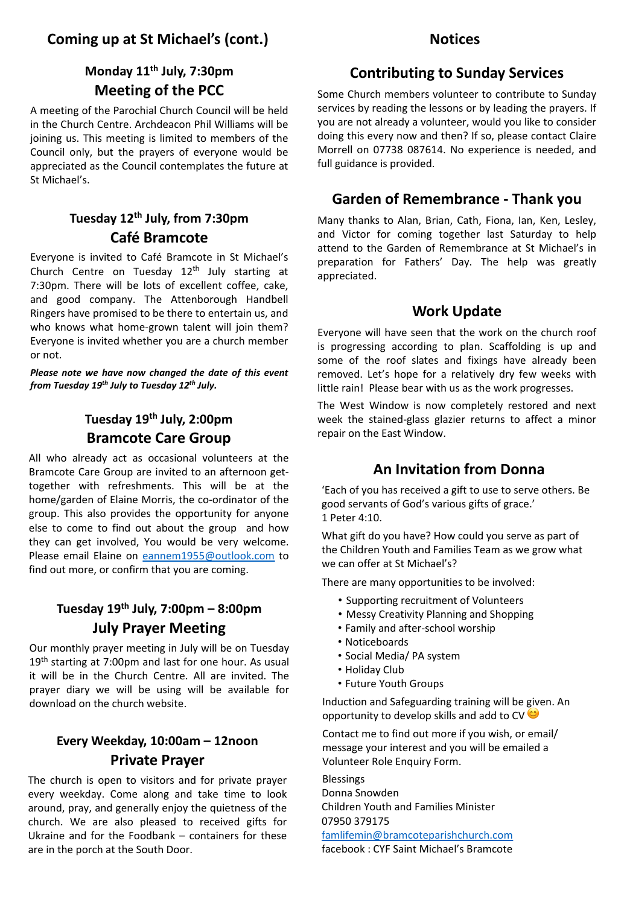## Coming up at St Michael's (cont.)

### Monday 11th July, 7:30pm

### Meeting of the PCC

A meeting of the Parochial Church Council will be held in the Church Centre. Archdeacon Phil Williams will be joining us. This meeting is limited to members of the Council only, but the prayers of everyone would be appreciated as the Council contemplates the future at St Michael's.

### Tuesday 12th July, from 7:30pm

### Café Bramcote

Everyone is invited to Café Bramcote in St Michael's Church Centre on Tuesday 12th July starting at 7:30pm. There will be lots of excellent coffee, cake, and good company. The Attenborough Handbell Ringers have promised to be there to entertain us, and who knows what home-grown talent will join them? Everyone is invited whether you are a church member or not.

***Please note we have now changed the date of this event from Tuesday 19th July to Tuesday 12th July.***

### Tuesday 19th July, 2:00pm

### Bramcote Care Group

All who already act as occasional volunteers at the Bramcote Care Group are invited to an afternoon get-together with refreshments. This will be at the home/garden of Elaine Morris, the co-ordinator of the group. This also provides the opportunity for anyone else to come to find out about the group and how they can get involved, You would be very welcome. Please email Elaine on eannem1955@outlook.com to find out more, or confirm that you are coming.

### Tuesday 19th July, 7:00pm – 8:00pm

### July Prayer Meeting

Our monthly prayer meeting in July will be on Tuesday 19th starting at 7:00pm and last for one hour. As usual it will be in the Church Centre. All are invited. The prayer diary we will be using will be available for download on the church website.

### Every Weekday, 10:00am – 12noon

### Private Prayer

The church is open to visitors and for private prayer every weekday. Come along and take time to look around, pray, and generally enjoy the quietness of the church. We are also pleased to received gifts for Ukraine and for the Foodbank – containers for these are in the porch at the South Door.

## Notices

### Contributing to Sunday Services

Some Church members volunteer to contribute to Sunday services by reading the lessons or by leading the prayers. If you are not already a volunteer, would you like to consider doing this every now and then? If so, please contact Claire Morrell on 07738 087614. No experience is needed, and full guidance is provided.

### Garden of Remembrance - Thank you

Many thanks to Alan, Brian, Cath, Fiona, Ian, Ken, Lesley, and Victor for coming together last Saturday to help attend to the Garden of Remembrance at St Michael's in preparation for Fathers' Day. The help was greatly appreciated.

### Work Update

Everyone will have seen that the work on the church roof is progressing according to plan. Scaffolding is up and some of the roof slates and fixings have already been removed. Let's hope for a relatively dry few weeks with little rain! Please bear with us as the work progresses.

The West Window is now completely restored and next week the stained-glass glazier returns to affect a minor repair on the East Window.

### An Invitation from Donna

'Each of you has received a gift to use to serve others. Be good servants of God's various gifts of grace.'
1 Peter 4:10.

What gift do you have? How could you serve as part of the Children Youth and Families Team as we grow what we can offer at St Michael's?

There are many opportunities to be involved:

- Supporting recruitment of Volunteers
- Messy Creativity Planning and Shopping
- Family and after-school worship
- Noticeboards
- Social Media/ PA system
- Holiday Club
- Future Youth Groups

Induction and Safeguarding training will be given. An opportunity to develop skills and add to CV 😊

Contact me to find out more if you wish, or email/ message your interest and you will be emailed a Volunteer Role Enquiry Form.

Blessings
Donna Snowden
Children Youth and Families Minister
07950 379175
famlifemin@bramcoteparishchurch.com
facebook : CYF Saint Michael's Bramcote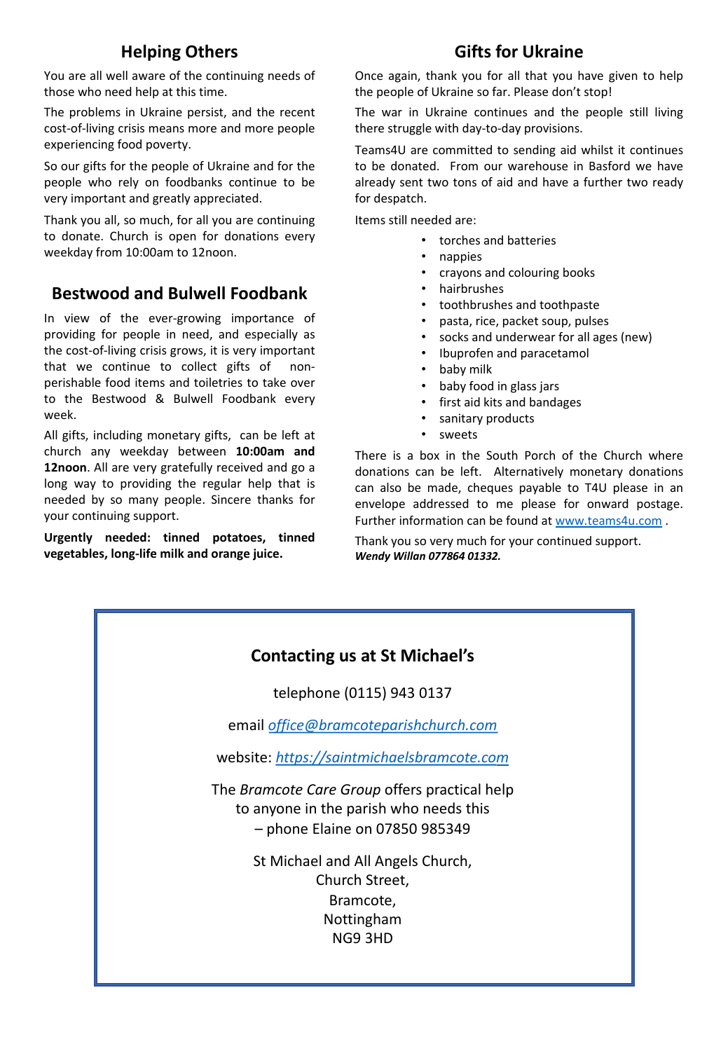## Helping Others

You are all well aware of the continuing needs of those who need help at this time.

The problems in Ukraine persist, and the recent cost-of-living crisis means more and more people experiencing food poverty.

So our gifts for the people of Ukraine and for the people who rely on foodbanks continue to be very important and greatly appreciated.

Thank you all, so much, for all you are continuing to donate. Church is open for donations every weekday from 10:00am to 12noon.

## Bestwood and Bulwell Foodbank

In view of the ever-growing importance of providing for people in need, and especially as the cost-of-living crisis grows, it is very important that we continue to collect gifts of non-perishable food items and toiletries to take over to the Bestwood & Bulwell Foodbank every week.

All gifts, including monetary gifts, can be left at church any weekday between **10:00am and 12noon**. All are very gratefully received and go a long way to providing the regular help that is needed by so many people. Sincere thanks for your continuing support.

**Urgently needed: tinned potatoes, tinned vegetables, long-life milk and orange juice.**

## Gifts for Ukraine

Once again, thank you for all that you have given to help the people of Ukraine so far. Please don't stop!

The war in Ukraine continues and the people still living there struggle with day-to-day provisions.

Teams4U are committed to sending aid whilst it continues to be donated. From our warehouse in Basford we have already sent two tons of aid and have a further two ready for despatch.

Items still needed are:

- torches and batteries
- nappies
- crayons and colouring books
- hairbrushes
- toothbrushes and toothpaste
- pasta, rice, packet soup, pulses
- socks and underwear for all ages (new)
- Ibuprofen and paracetamol
- baby milk
- baby food in glass jars
- first aid kits and bandages
- sanitary products
- sweets

There is a box in the South Porch of the Church where donations can be left. Alternatively monetary donations can also be made, cheques payable to T4U please in an envelope addressed to me please for onward postage. Further information can be found at www.teams4u.com .

Thank you so very much for your continued support.
***Wendy Willan 077864 01332.***

## Contacting us at St Michael's

telephone (0115) 943 0137

email *office@bramcoteparishchurch.com*

website: *https://saintmichaelsbramcote.com*

The *Bramcote Care Group* offers practical help to anyone in the parish who needs this – phone Elaine on 07850 985349

St Michael and All Angels Church,
Church Street,
Bramcote,
Nottingham
NG9 3HD